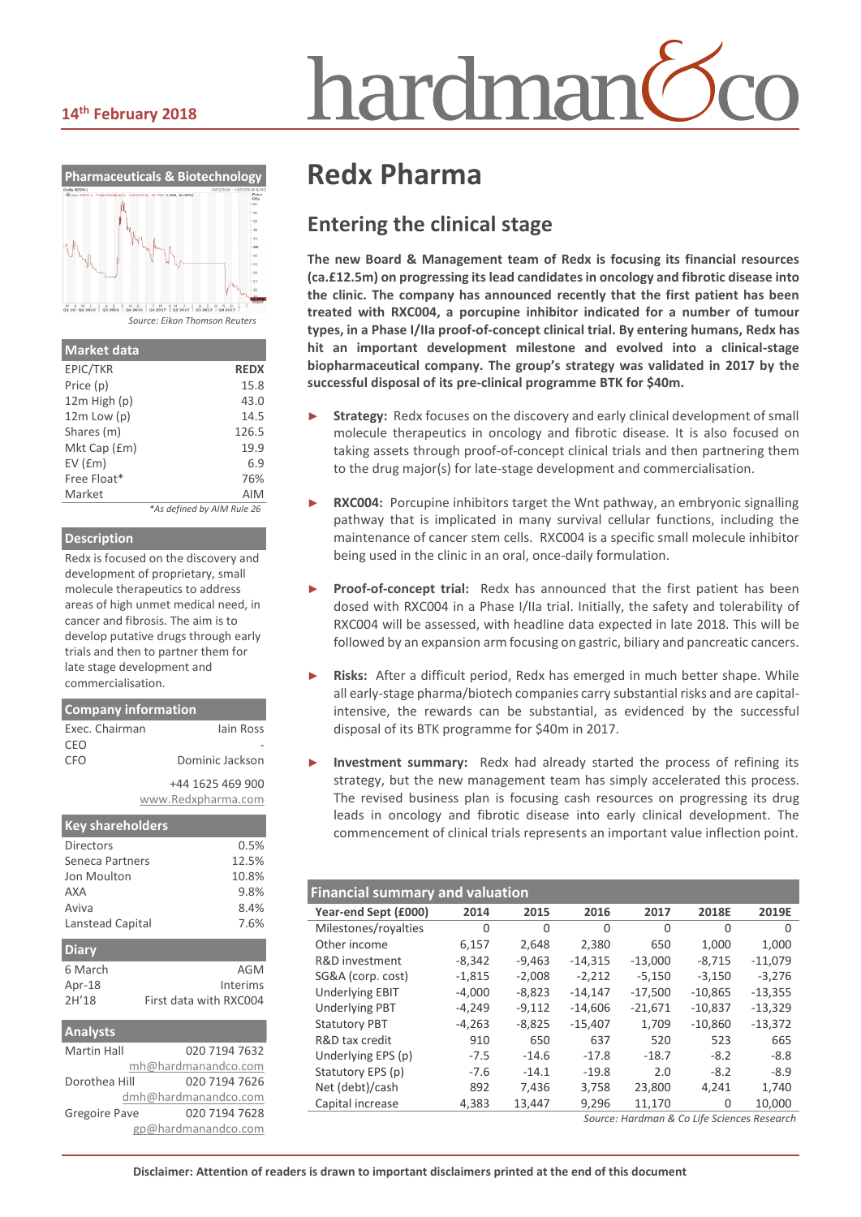14th February 2018

# Redx Pharma

## Entering the clinical stage

**The new Board & Management team of Redx is focusing its financial resources (ca.£12.5m) on progressing its lead candidates in oncology and fibrotic disease into the clinic. The company has announced recently that the first patient has been treated with RXC004, a porcupine inhibitor indicated for a number of tumour types, in a Phase I/IIa proof-of-concept clinical trial. By entering humans, Redx has hit an important development milestone and evolved into a clinical-stage biopharmaceutical company. The group's strategy was validated in 2017 by the successful disposal of its pre-clinical programme BTK for $40m.**

- **Strategy:** Redx focuses on the discovery and early clinical development of small molecule therapeutics in oncology and fibrotic disease. It is also focused on taking assets through proof-of-concept clinical trials and then partnering them to the drug major(s) for late-stage development and commercialisation.

- **RXC004:** Porcupine inhibitors target the Wnt pathway, an embryonic signalling pathway that is implicated in many survival cellular functions, including the maintenance of cancer stem cells. RXC004 is a specific small molecule inhibitor being used in the clinic in an oral, once-daily formulation.

- **Proof-of-concept trial:** Redx has announced that the first patient has been dosed with RXC004 in a Phase I/IIa trial. Initially, the safety and tolerability of RXC004 will be assessed, with headline data expected in late 2018. This will be followed by an expansion arm focusing on gastric, biliary and pancreatic cancers.

- **Risks:** After a difficult period, Redx has emerged in much better shape. While all early-stage pharma/biotech companies carry substantial risks and are capital-intensive, the rewards can be substantial, as evidenced by the successful disposal of its BTK programme for $40m in 2017.

- **Investment summary:** Redx had already started the process of refining its strategy, but the new management team has simply accelerated this process. The revised business plan is focusing cash resources on progressing its drug leads in oncology and fibrotic disease into early clinical development. The commencement of clinical trials represents an important value inflection point.

### Financial summary and valuation

| Year-end Sept (£000) | 2014 | 2015 | 2016 | 2017 | 2018E | 2019E |
|---|---|---|---|---|---|---|
| Milestones/royalties | 0 | 0 | 0 | 0 | 0 | 0 |
| Other income | 6,157 | 2,648 | 2,380 | 650 | 1,000 | 1,000 |
| R&D investment | -8,342 | -9,463 | -14,315 | -13,000 | -8,715 | -11,079 |
| SG&A (corp. cost) | -1,815 | -2,008 | -2,212 | -5,150 | -3,150 | -3,276 |
| Underlying EBIT | -4,000 | -8,823 | -14,147 | -17,500 | -10,865 | -13,355 |
| Underlying PBT | -4,249 | -9,112 | -14,606 | -21,671 | -10,837 | -13,329 |
| Statutory PBT | -4,263 | -8,825 | -15,407 | 1,709 | -10,860 | -13,372 |
| R&D tax credit | 910 | 650 | 637 | 520 | 523 | 665 |
| Underlying EPS (p) | -7.5 | -14.6 | -17.8 | -18.7 | -8.2 | -8.8 |
| Statutory EPS (p) | -7.6 | -14.1 | -19.8 | 2.0 | -8.2 | -8.9 |
| Net (debt)/cash | 892 | 7,436 | 3,758 | 23,800 | 4,241 | 1,740 |
| Capital increase | 4,383 | 13,447 | 9,296 | 11,170 | 0 | 10,000 |

*Source: Hardman & Co Life Sciences Research*

### Pharmaceuticals & Biotechnology

*Source: Eikon Thomson Reuters*

### Market data

| | |
|---|---|
| EPIC/TKR | **REDX** |
| Price (p) | 15.8 |
| 12m High (p) | 43.0 |
| 12m Low (p) | 14.5 |
| Shares (m) | 126.5 |
| Mkt Cap (£m) | 19.9 |
| EV (£m) | 6.9 |
| Free Float* | 76% |
| Market | AIM |

*\*As defined by AIM Rule 26*

### Description

Redx is focused on the discovery and development of proprietary, small molecule therapeutics to address areas of high unmet medical need, in cancer and fibrosis. The aim is to develop putative drugs through early trials and then to partner them for late stage development and commercialisation.

### Company information

| | |
|---|---|
| Exec. Chairman | Iain Ross |
| CEO | - |
| CFO | Dominic Jackson |

+44 1625 469 900
www.Redxpharma.com

### Key shareholders

| | |
|---|---|
| Directors | 0.5% |
| Seneca Partners | 12.5% |
| Jon Moulton | 10.8% |
| AXA | 9.8% |
| Aviva | 8.4% |
| Lanstead Capital | 7.6% |

### Diary

| | |
|---|---|
| 6 March | AGM |
| Apr-18 | Interims |
| 2H'18 | First data with RXC004 |

### Analysts

| | |
|---|---|
| Martin Hall | 020 7194 7632 |
| | mh@hardmanandco.com |
| Dorothea Hill | 020 7194 7626 |
| | dmh@hardmanandco.com |
| Gregoire Pave | 020 7194 7628 |
| | gp@hardmanandco.com |

**Disclaimer: Attention of readers is drawn to important disclaimers printed at the end of this document**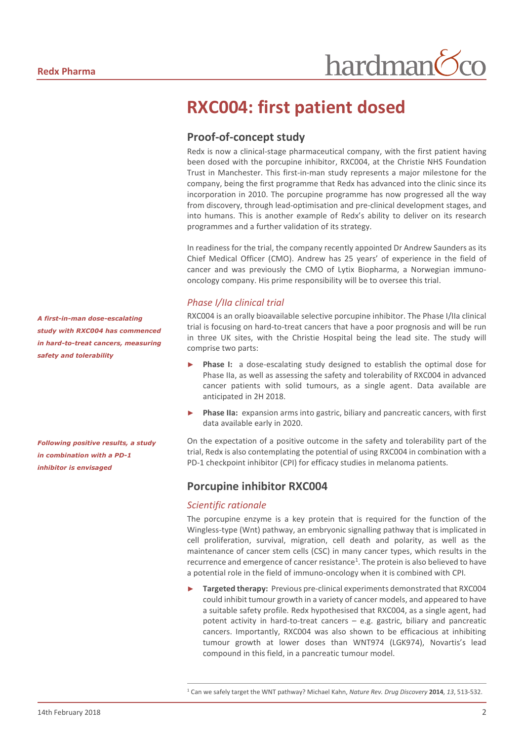# RXC004: first patient dosed

## Proof-of-concept study

Redx is now a clinical-stage pharmaceutical company, with the first patient having been dosed with the porcupine inhibitor, RXC004, at the Christie NHS Foundation Trust in Manchester. This first-in-man study represents a major milestone for the company, being the first programme that Redx has advanced into the clinic since its incorporation in 2010. The porcupine programme has now progressed all the way from discovery, through lead-optimisation and pre-clinical development stages, and into humans. This is another example of Redx's ability to deliver on its research programmes and a further validation of its strategy.

In readiness for the trial, the company recently appointed Dr Andrew Saunders as its Chief Medical Officer (CMO). Andrew has 25 years' of experience in the field of cancer and was previously the CMO of Lytix Biopharma, a Norwegian immuno-oncology company. His prime responsibility will be to oversee this trial.

### *Phase I/IIa clinical trial*

***A first-in-man dose-escalating study with RXC004 has commenced in hard-to-treat cancers, measuring safety and tolerability***

RXC004 is an orally bioavailable selective porcupine inhibitor. The Phase I/IIa clinical trial is focusing on hard-to-treat cancers that have a poor prognosis and will be run in three UK sites, with the Christie Hospital being the lead site. The study will comprise two parts:

- **Phase I:** a dose-escalating study designed to establish the optimal dose for Phase IIa, as well as assessing the safety and tolerability of RXC004 in advanced cancer patients with solid tumours, as a single agent. Data available are anticipated in 2H 2018.
- **Phase IIa:** expansion arms into gastric, biliary and pancreatic cancers, with first data available early in 2020.

***Following positive results, a study in combination with a PD-1 inhibitor is envisaged***

On the expectation of a positive outcome in the safety and tolerability part of the trial, Redx is also contemplating the potential of using RXC004 in combination with a PD-1 checkpoint inhibitor (CPI) for efficacy studies in melanoma patients.

## Porcupine inhibitor RXC004

### *Scientific rationale*

The porcupine enzyme is a key protein that is required for the function of the Wingless-type (Wnt) pathway, an embryonic signalling pathway that is implicated in cell proliferation, survival, migration, cell death and polarity, as well as the maintenance of cancer stem cells (CSC) in many cancer types, which results in the recurrence and emergence of cancer resistance[1]. The protein is also believed to have a potential role in the field of immuno-oncology when it is combined with CPI.

- **Targeted therapy:** Previous pre-clinical experiments demonstrated that RXC004 could inhibit tumour growth in a variety of cancer models, and appeared to have a suitable safety profile. Redx hypothesised that RXC004, as a single agent, had potent activity in hard-to-treat cancers – e.g. gastric, biliary and pancreatic cancers. Importantly, RXC004 was also shown to be efficacious at inhibiting tumour growth at lower doses than WNT974 (LGK974), Novartis's lead compound in this field, in a pancreatic tumour model.

[1] Can we safely target the WNT pathway? Michael Kahn, *Nature Rev. Drug Discovery* **2014**, *13*, 513-532.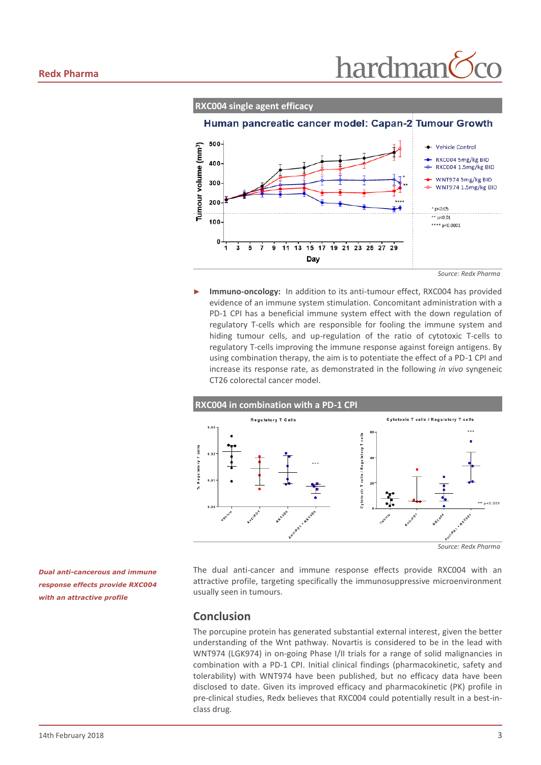**RXC004 single agent efficacy**

Source: Redx Pharma

- **Immuno-oncology:** In addition to its anti-tumour effect, RXC004 has provided evidence of an immune system stimulation. Concomitant administration with a PD-1 CPI has a beneficial immune system effect with the down regulation of regulatory T-cells which are responsible for fooling the immune system and hiding tumour cells, and up-regulation of the ratio of cytotoxic T-cells to regulatory T-cells improving the immune response against foreign antigens. By using combination therapy, the aim is to potentiate the effect of a PD-1 CPI and increase its response rate, as demonstrated in the following *in vivo* syngeneic CT26 colorectal cancer model.

**RXC004 in combination with a PD-1 CPI**

Source: Redx Pharma

*Dual anti-cancerous and immune response effects provide RXC004 with an attractive profile*

The dual anti-cancer and immune response effects provide RXC004 with an attractive profile, targeting specifically the immunosuppressive microenvironment usually seen in tumours.

## Conclusion

The porcupine protein has generated substantial external interest, given the better understanding of the Wnt pathway. Novartis is considered to be in the lead with WNT974 (LGK974) in on-going Phase I/II trials for a range of solid malignancies in combination with a PD-1 CPI. Initial clinical findings (pharmacokinetic, safety and tolerability) with WNT974 have been published, but no efficacy data have been disclosed to date. Given its improved efficacy and pharmacokinetic (PK) profile in pre-clinical studies, Redx believes that RXC004 could potentially result in a best-in-class drug.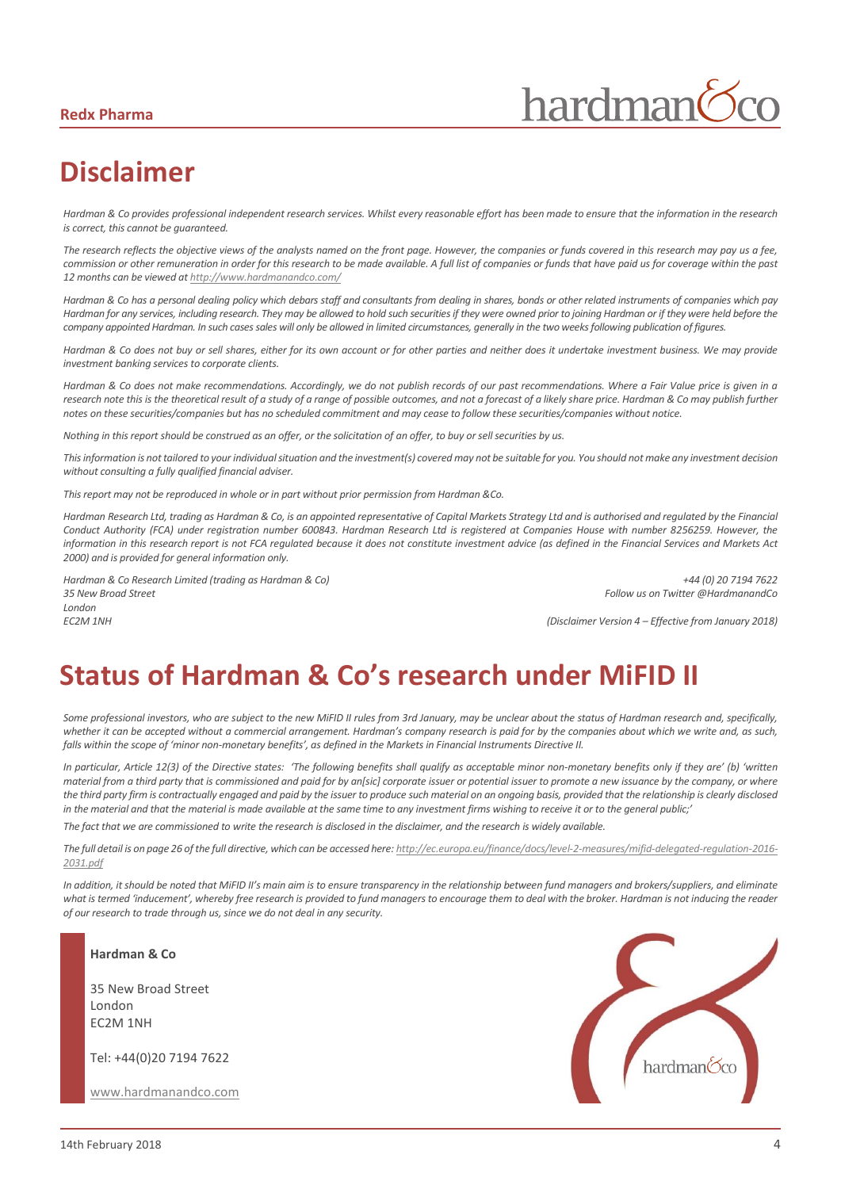# Disclaimer

*Hardman & Co provides professional independent research services. Whilst every reasonable effort has been made to ensure that the information in the research is correct, this cannot be guaranteed.*

*The research reflects the objective views of the analysts named on the front page. However, the companies or funds covered in this research may pay us a fee, commission or other remuneration in order for this research to be made available. A full list of companies or funds that have paid us for coverage within the past 12 months can be viewed at http://www.hardmanandco.com/*

*Hardman & Co has a personal dealing policy which debars staff and consultants from dealing in shares, bonds or other related instruments of companies which pay Hardman for any services, including research. They may be allowed to hold such securities if they were owned prior to joining Hardman or if they were held before the company appointed Hardman. In such cases sales will only be allowed in limited circumstances, generally in the two weeks following publication of figures.*

*Hardman & Co does not buy or sell shares, either for its own account or for other parties and neither does it undertake investment business. We may provide investment banking services to corporate clients.*

*Hardman & Co does not make recommendations. Accordingly, we do not publish records of our past recommendations. Where a Fair Value price is given in a research note this is the theoretical result of a study of a range of possible outcomes, and not a forecast of a likely share price. Hardman & Co may publish further notes on these securities/companies but has no scheduled commitment and may cease to follow these securities/companies without notice.*

*Nothing in this report should be construed as an offer, or the solicitation of an offer, to buy or sell securities by us.*

*This information is not tailored to your individual situation and the investment(s) covered may not be suitable for you. You should not make any investment decision without consulting a fully qualified financial adviser.*

*This report may not be reproduced in whole or in part without prior permission from Hardman &Co.*

*Hardman Research Ltd, trading as Hardman & Co, is an appointed representative of Capital Markets Strategy Ltd and is authorised and regulated by the Financial Conduct Authority (FCA) under registration number 600843. Hardman Research Ltd is registered at Companies House with number 8256259. However, the information in this research report is not FCA regulated because it does not constitute investment advice (as defined in the Financial Services and Markets Act 2000) and is provided for general information only.*

*Hardman & Co Research Limited (trading as Hardman & Co)*
*35 New Broad Street*
*London*
*EC2M 1NH*

*+44 (0) 20 7194 7622*
*Follow us on Twitter @HardmanandCo*

*(Disclaimer Version 4 – Effective from January 2018)*

# Status of Hardman & Co's research under MiFID II

*Some professional investors, who are subject to the new MiFID II rules from 3rd January, may be unclear about the status of Hardman research and, specifically, whether it can be accepted without a commercial arrangement. Hardman's company research is paid for by the companies about which we write and, as such, falls within the scope of 'minor non-monetary benefits', as defined in the Markets in Financial Instruments Directive II.*

*In particular, Article 12(3) of the Directive states: 'The following benefits shall qualify as acceptable minor non-monetary benefits only if they are' (b) 'written material from a third party that is commissioned and paid for by an[sic] corporate issuer or potential issuer to promote a new issuance by the company, or where the third party firm is contractually engaged and paid by the issuer to produce such material on an ongoing basis, provided that the relationship is clearly disclosed in the material and that the material is made available at the same time to any investment firms wishing to receive it or to the general public;'*

*The fact that we are commissioned to write the research is disclosed in the disclaimer, and the research is widely available.*

*The full detail is on page 26 of the full directive, which can be accessed here: http://ec.europa.eu/finance/docs/level-2-measures/mifid-delegated-regulation-2016-2031.pdf*

*In addition, it should be noted that MiFID II's main aim is to ensure transparency in the relationship between fund managers and brokers/suppliers, and eliminate what is termed 'inducement', whereby free research is provided to fund managers to encourage them to deal with the broker. Hardman is not inducing the reader of our research to trade through us, since we do not deal in any security.*

**Hardman & Co**

35 New Broad Street
London
EC2M 1NH

Tel: +44(0)20 7194 7622

www.hardmanandco.com